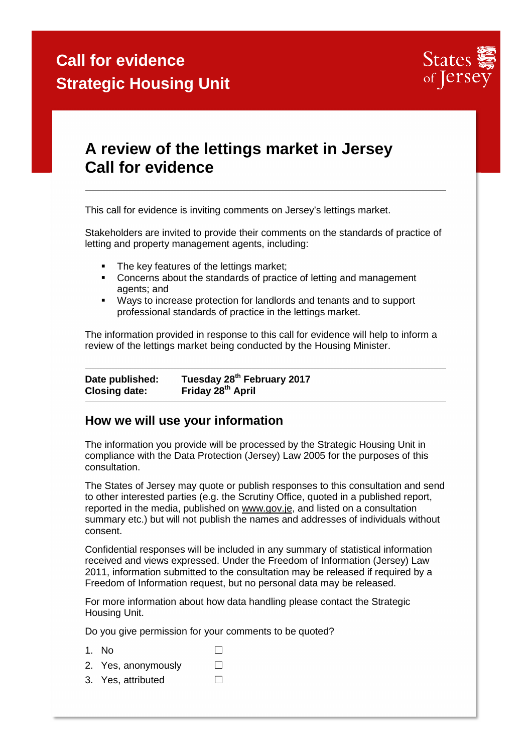# Call for evidence
# Strategic Housing Unit

States of Jersey

## A review of the lettings market in Jersey
## Call for evidence

This call for evidence is inviting comments on Jersey's lettings market.

Stakeholders are invited to provide their comments on the standards of practice of letting and property management agents, including:

- The key features of the lettings market;
- Concerns about the standards of practice of letting and management agents; and
- Ways to increase protection for landlords and tenants and to support professional standards of practice in the lettings market.

The information provided in response to this call for evidence will help to inform a review of the lettings market being conducted by the Housing Minister.

| | |
|---|---|
| **Date published:** | **Tuesday 28th February 2017** |
| **Closing date:** | **Friday 28th April** |

## How we will use your information

The information you provide will be processed by the Strategic Housing Unit in compliance with the Data Protection (Jersey) Law 2005 for the purposes of this consultation.

The States of Jersey may quote or publish responses to this consultation and send to other interested parties (e.g. the Scrutiny Office, quoted in a published report, reported in the media, published on www.gov.je, and listed on a consultation summary etc.) but will not publish the names and addresses of individuals without consent.

Confidential responses will be included in any summary of statistical information received and views expressed. Under the Freedom of Information (Jersey) Law 2011, information submitted to the consultation may be released if required by a Freedom of Information request, but no personal data may be released.

For more information about how data handling please contact the Strategic Housing Unit.

Do you give permission for your comments to be quoted?

1. No ☐
2. Yes, anonymously ☐
3. Yes, attributed ☐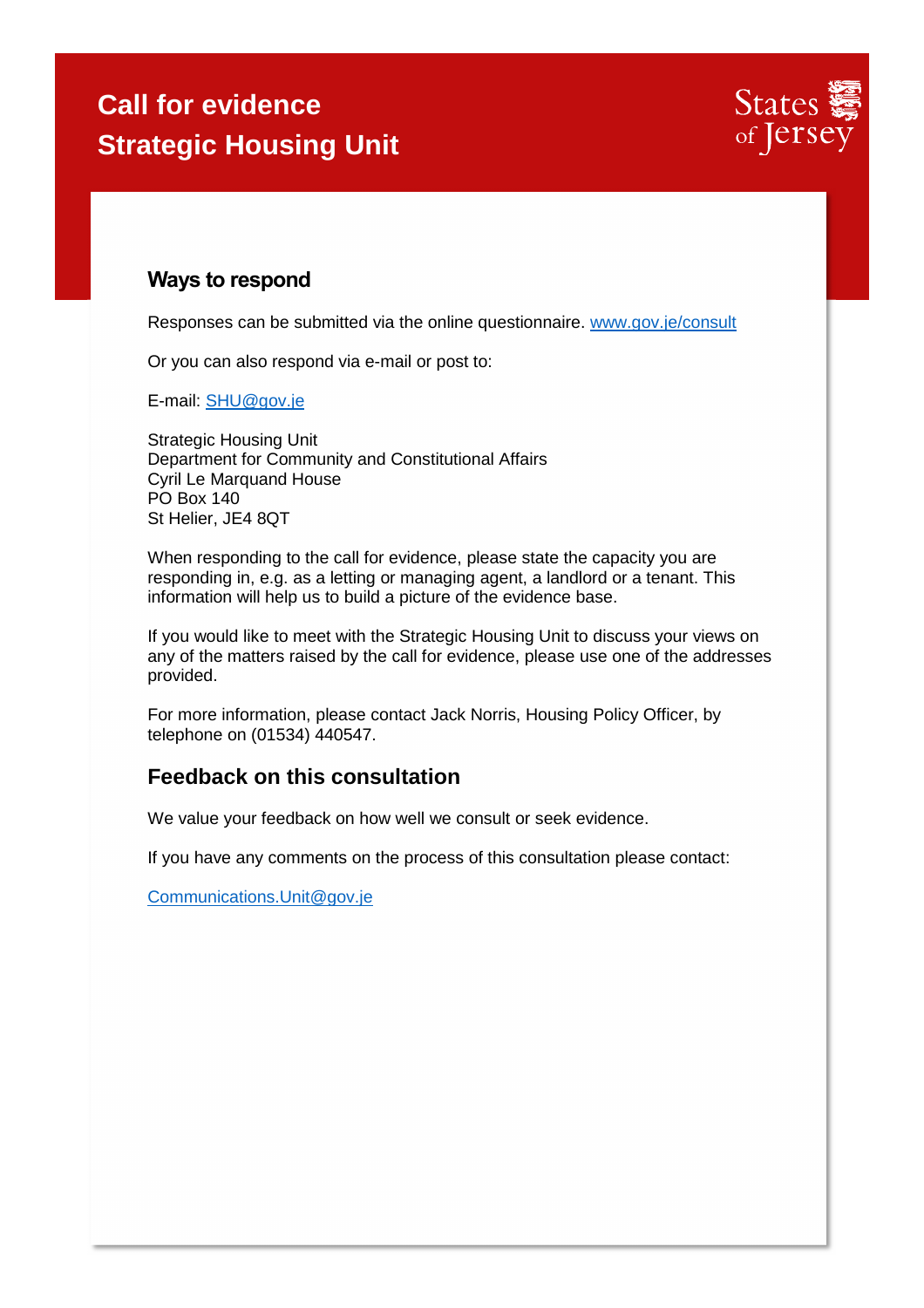# Call for evidence
# Strategic Housing Unit

## Ways to respond

Responses can be submitted via the online questionnaire. [www.gov.je/consult](www.gov.je/consult)

Or you can also respond via e-mail or post to:

E-mail: [SHU@gov.je](mailto:SHU@gov.je)

Strategic Housing Unit
Department for Community and Constitutional Affairs
Cyril Le Marquand House
PO Box 140
St Helier, JE4 8QT

When responding to the call for evidence, please state the capacity you are responding in, e.g. as a letting or managing agent, a landlord or a tenant. This information will help us to build a picture of the evidence base.

If you would like to meet with the Strategic Housing Unit to discuss your views on any of the matters raised by the call for evidence, please use one of the addresses provided.

For more information, please contact Jack Norris, Housing Policy Officer, by telephone on (01534) 440547.

## Feedback on this consultation

We value your feedback on how well we consult or seek evidence.

If you have any comments on the process of this consultation please contact:

[Communications.Unit@gov.je](mailto:Communications.Unit@gov.je)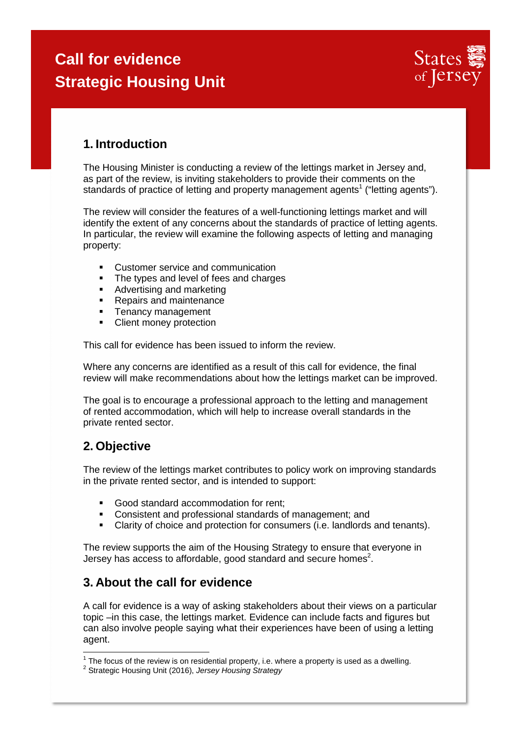# Call for evidence
# Strategic Housing Unit

States of Jersey

## 1. Introduction

The Housing Minister is conducting a review of the lettings market in Jersey and, as part of the review, is inviting stakeholders to provide their comments on the standards of practice of letting and property management agents[1] ("letting agents").

The review will consider the features of a well-functioning lettings market and will identify the extent of any concerns about the standards of practice of letting agents. In particular, the review will examine the following aspects of letting and managing property:

- Customer service and communication
- The types and level of fees and charges
- Advertising and marketing
- Repairs and maintenance
- Tenancy management
- Client money protection

This call for evidence has been issued to inform the review.

Where any concerns are identified as a result of this call for evidence, the final review will make recommendations about how the lettings market can be improved.

The goal is to encourage a professional approach to the letting and management of rented accommodation, which will help to increase overall standards in the private rented sector.

## 2. Objective

The review of the lettings market contributes to policy work on improving standards in the private rented sector, and is intended to support:

- Good standard accommodation for rent;
- Consistent and professional standards of management; and
- Clarity of choice and protection for consumers (i.e. landlords and tenants).

The review supports the aim of the Housing Strategy to ensure that everyone in Jersey has access to affordable, good standard and secure homes[2].

## 3. About the call for evidence

A call for evidence is a way of asking stakeholders about their views on a particular topic –in this case, the lettings market. Evidence can include facts and figures but can also involve people saying what their experiences have been of using a letting agent.

---

[1] The focus of the review is on residential property, i.e. where a property is used as a dwelling.

[2] Strategic Housing Unit (2016), *Jersey Housing Strategy*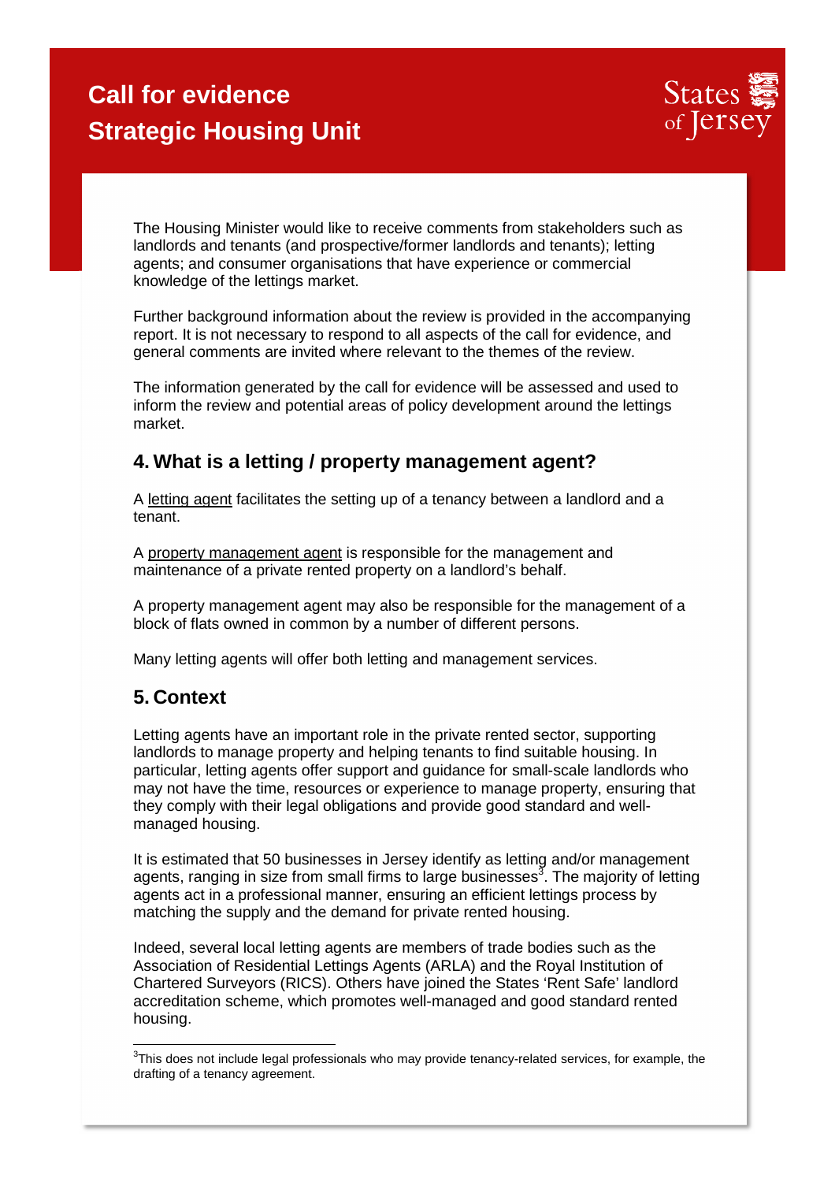# Call for evidence
# Strategic Housing Unit

The Housing Minister would like to receive comments from stakeholders such as landlords and tenants (and prospective/former landlords and tenants); letting agents; and consumer organisations that have experience or commercial knowledge of the lettings market.

Further background information about the review is provided in the accompanying report. It is not necessary to respond to all aspects of the call for evidence, and general comments are invited where relevant to the themes of the review.

The information generated by the call for evidence will be assessed and used to inform the review and potential areas of policy development around the lettings market.

## 4. What is a letting / property management agent?

A letting agent facilitates the setting up of a tenancy between a landlord and a tenant.

A property management agent is responsible for the management and maintenance of a private rented property on a landlord's behalf.

A property management agent may also be responsible for the management of a block of flats owned in common by a number of different persons.

Many letting agents will offer both letting and management services.

## 5. Context

Letting agents have an important role in the private rented sector, supporting landlords to manage property and helping tenants to find suitable housing. In particular, letting agents offer support and guidance for small-scale landlords who may not have the time, resources or experience to manage property, ensuring that they comply with their legal obligations and provide good standard and well-managed housing.

It is estimated that 50 businesses in Jersey identify as letting and/or management agents, ranging in size from small firms to large businesses[3]. The majority of letting agents act in a professional manner, ensuring an efficient lettings process by matching the supply and the demand for private rented housing.

Indeed, several local letting agents are members of trade bodies such as the Association of Residential Lettings Agents (ARLA) and the Royal Institution of Chartered Surveyors (RICS). Others have joined the States 'Rent Safe' landlord accreditation scheme, which promotes well-managed and good standard rented housing.

[3] This does not include legal professionals who may provide tenancy-related services, for example, the drafting of a tenancy agreement.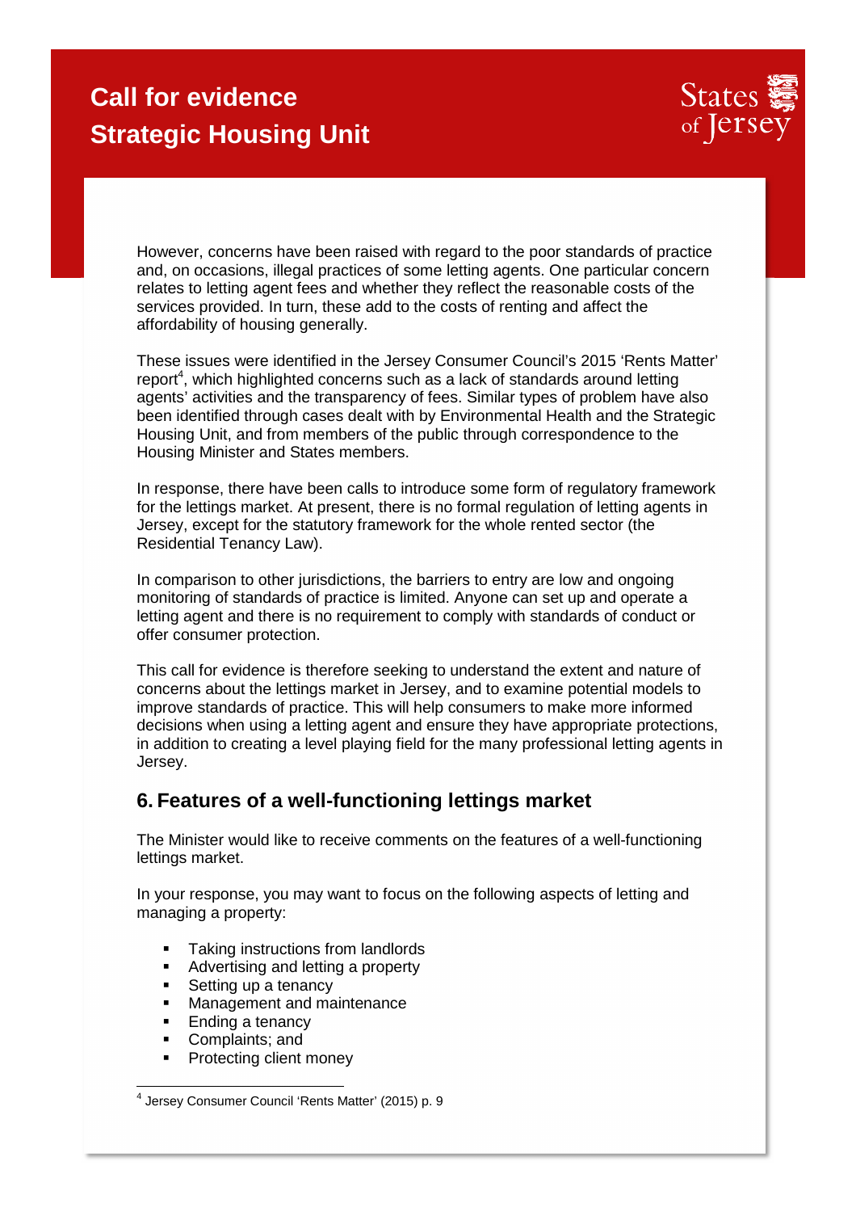However, concerns have been raised with regard to the poor standards of practice and, on occasions, illegal practices of some letting agents. One particular concern relates to letting agent fees and whether they reflect the reasonable costs of the services provided. In turn, these add to the costs of renting and affect the affordability of housing generally.

These issues were identified in the Jersey Consumer Council's 2015 'Rents Matter' report[4], which highlighted concerns such as a lack of standards around letting agents' activities and the transparency of fees. Similar types of problem have also been identified through cases dealt with by Environmental Health and the Strategic Housing Unit, and from members of the public through correspondence to the Housing Minister and States members.

In response, there have been calls to introduce some form of regulatory framework for the lettings market. At present, there is no formal regulation of letting agents in Jersey, except for the statutory framework for the whole rented sector (the Residential Tenancy Law).

In comparison to other jurisdictions, the barriers to entry are low and ongoing monitoring of standards of practice is limited. Anyone can set up and operate a letting agent and there is no requirement to comply with standards of conduct or offer consumer protection.

This call for evidence is therefore seeking to understand the extent and nature of concerns about the lettings market in Jersey, and to examine potential models to improve standards of practice. This will help consumers to make more informed decisions when using a letting agent and ensure they have appropriate protections, in addition to creating a level playing field for the many professional letting agents in Jersey.

## 6. Features of a well-functioning lettings market

The Minister would like to receive comments on the features of a well-functioning lettings market.

In your response, you may want to focus on the following aspects of letting and managing a property:

- Taking instructions from landlords
- Advertising and letting a property
- Setting up a tenancy
- Management and maintenance
- Ending a tenancy
- Complaints; and
- Protecting client money

[4] Jersey Consumer Council 'Rents Matter' (2015) p. 9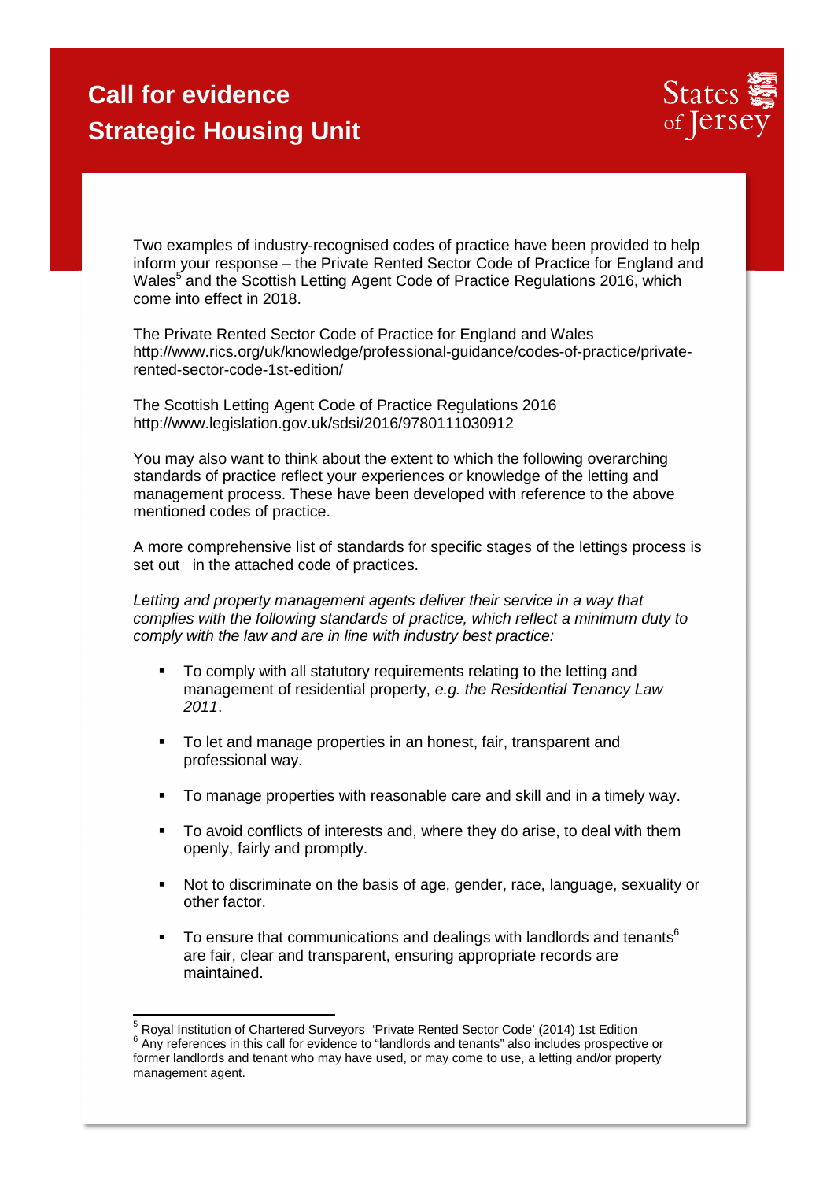Two examples of industry-recognised codes of practice have been provided to help inform your response – the Private Rented Sector Code of Practice for England and Wales[5] and the Scottish Letting Agent Code of Practice Regulations 2016, which come into effect in 2018.

The Private Rented Sector Code of Practice for England and Wales
http://www.rics.org/uk/knowledge/professional-guidance/codes-of-practice/private-rented-sector-code-1st-edition/

The Scottish Letting Agent Code of Practice Regulations 2016
http://www.legislation.gov.uk/sdsi/2016/9780111030912

You may also want to think about the extent to which the following overarching standards of practice reflect your experiences or knowledge of the letting and management process. These have been developed with reference to the above mentioned codes of practice.

A more comprehensive list of standards for specific stages of the lettings process is set out in the attached code of practices.

*Letting and property management agents deliver their service in a way that complies with the following standards of practice, which reflect a minimum duty to comply with the law and are in line with industry best practice:*

- To comply with all statutory requirements relating to the letting and management of residential property, *e.g. the Residential Tenancy Law 2011*.
- To let and manage properties in an honest, fair, transparent and professional way.
- To manage properties with reasonable care and skill and in a timely way.
- To avoid conflicts of interests and, where they do arise, to deal with them openly, fairly and promptly.
- Not to discriminate on the basis of age, gender, race, language, sexuality or other factor.
- To ensure that communications and dealings with landlords and tenants[6] are fair, clear and transparent, ensuring appropriate records are maintained.

---

[5] Royal Institution of Chartered Surveyors 'Private Rented Sector Code' (2014) 1st Edition
[6] Any references in this call for evidence to "landlords and tenants" also includes prospective or former landlords and tenant who may have used, or may come to use, a letting and/or property management agent.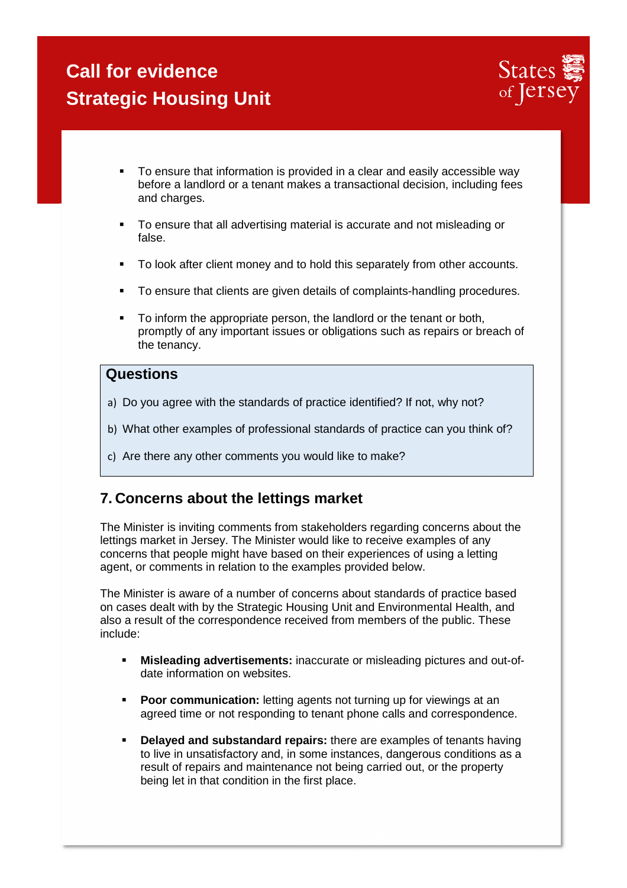- To ensure that information is provided in a clear and easily accessible way before a landlord or a tenant makes a transactional decision, including fees and charges.
- To ensure that all advertising material is accurate and not misleading or false.
- To look after client money and to hold this separately from other accounts.
- To ensure that clients are given details of complaints-handling procedures.
- To inform the appropriate person, the landlord or the tenant or both, promptly of any important issues or obligations such as repairs or breach of the tenancy.

**Questions**

a) Do you agree with the standards of practice identified? If not, why not?

b) What other examples of professional standards of practice can you think of?

c) Are there any other comments you would like to make?

## 7. Concerns about the lettings market

The Minister is inviting comments from stakeholders regarding concerns about the lettings market in Jersey. The Minister would like to receive examples of any concerns that people might have based on their experiences of using a letting agent, or comments in relation to the examples provided below.

The Minister is aware of a number of concerns about standards of practice based on cases dealt with by the Strategic Housing Unit and Environmental Health, and also a result of the correspondence received from members of the public. These include:

- **Misleading advertisements:** inaccurate or misleading pictures and out-of-date information on websites.
- **Poor communication:** letting agents not turning up for viewings at an agreed time or not responding to tenant phone calls and correspondence.
- **Delayed and substandard repairs:** there are examples of tenants having to live in unsatisfactory and, in some instances, dangerous conditions as a result of repairs and maintenance not being carried out, or the property being let in that condition in the first place.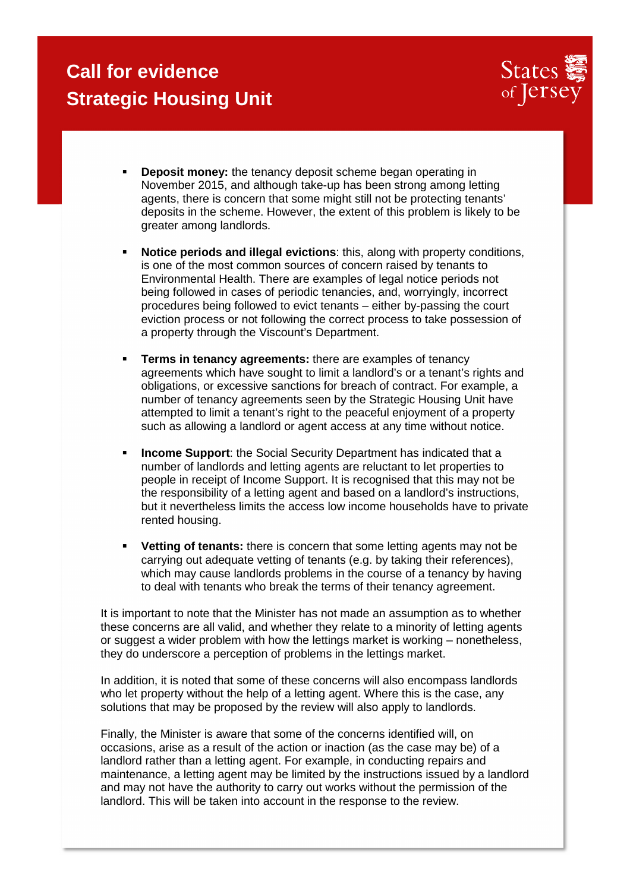- **Deposit money:** the tenancy deposit scheme began operating in November 2015, and although take-up has been strong among letting agents, there is concern that some might still not be protecting tenants' deposits in the scheme. However, the extent of this problem is likely to be greater among landlords.

- **Notice periods and illegal evictions**: this, along with property conditions, is one of the most common sources of concern raised by tenants to Environmental Health. There are examples of legal notice periods not being followed in cases of periodic tenancies, and, worryingly, incorrect procedures being followed to evict tenants – either by-passing the court eviction process or not following the correct process to take possession of a property through the Viscount's Department.

- **Terms in tenancy agreements:** there are examples of tenancy agreements which have sought to limit a landlord's or a tenant's rights and obligations, or excessive sanctions for breach of contract. For example, a number of tenancy agreements seen by the Strategic Housing Unit have attempted to limit a tenant's right to the peaceful enjoyment of a property such as allowing a landlord or agent access at any time without notice.

- **Income Support**: the Social Security Department has indicated that a number of landlords and letting agents are reluctant to let properties to people in receipt of Income Support. It is recognised that this may not be the responsibility of a letting agent and based on a landlord's instructions, but it nevertheless limits the access low income households have to private rented housing.

- **Vetting of tenants:** there is concern that some letting agents may not be carrying out adequate vetting of tenants (e.g. by taking their references), which may cause landlords problems in the course of a tenancy by having to deal with tenants who break the terms of their tenancy agreement.

It is important to note that the Minister has not made an assumption as to whether these concerns are all valid, and whether they relate to a minority of letting agents or suggest a wider problem with how the lettings market is working – nonetheless, they do underscore a perception of problems in the lettings market.

In addition, it is noted that some of these concerns will also encompass landlords who let property without the help of a letting agent. Where this is the case, any solutions that may be proposed by the review will also apply to landlords.

Finally, the Minister is aware that some of the concerns identified will, on occasions, arise as a result of the action or inaction (as the case may be) of a landlord rather than a letting agent. For example, in conducting repairs and maintenance, a letting agent may be limited by the instructions issued by a landlord and may not have the authority to carry out works without the permission of the landlord. This will be taken into account in the response to the review.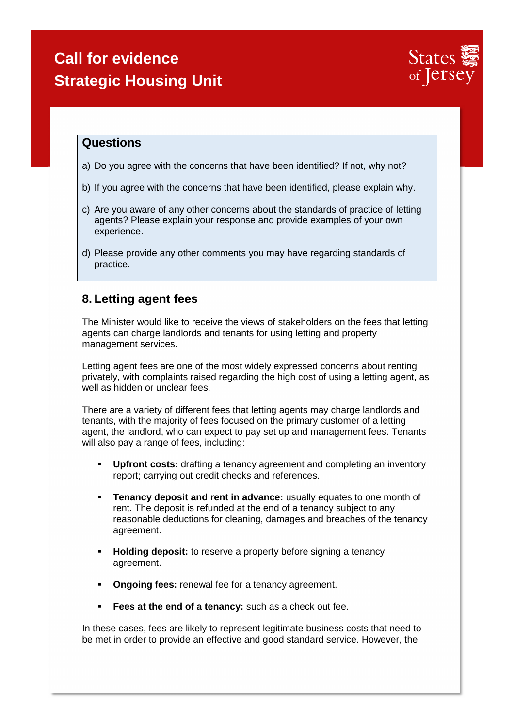### Questions

a) Do you agree with the concerns that have been identified? If not, why not?

b) If you agree with the concerns that have been identified, please explain why.

c) Are you aware of any other concerns about the standards of practice of letting agents? Please explain your response and provide examples of your own experience.

d) Please provide any other comments you may have regarding standards of practice.

## 8. Letting agent fees

The Minister would like to receive the views of stakeholders on the fees that letting agents can charge landlords and tenants for using letting and property management services.

Letting agent fees are one of the most widely expressed concerns about renting privately, with complaints raised regarding the high cost of using a letting agent, as well as hidden or unclear fees.

There are a variety of different fees that letting agents may charge landlords and tenants, with the majority of fees focused on the primary customer of a letting agent, the landlord, who can expect to pay set up and management fees. Tenants will also pay a range of fees, including:

- **Upfront costs:** drafting a tenancy agreement and completing an inventory report; carrying out credit checks and references.
- **Tenancy deposit and rent in advance:** usually equates to one month of rent. The deposit is refunded at the end of a tenancy subject to any reasonable deductions for cleaning, damages and breaches of the tenancy agreement.
- **Holding deposit:** to reserve a property before signing a tenancy agreement.
- **Ongoing fees:** renewal fee for a tenancy agreement.
- **Fees at the end of a tenancy:** such as a check out fee.

In these cases, fees are likely to represent legitimate business costs that need to be met in order to provide an effective and good standard service. However, the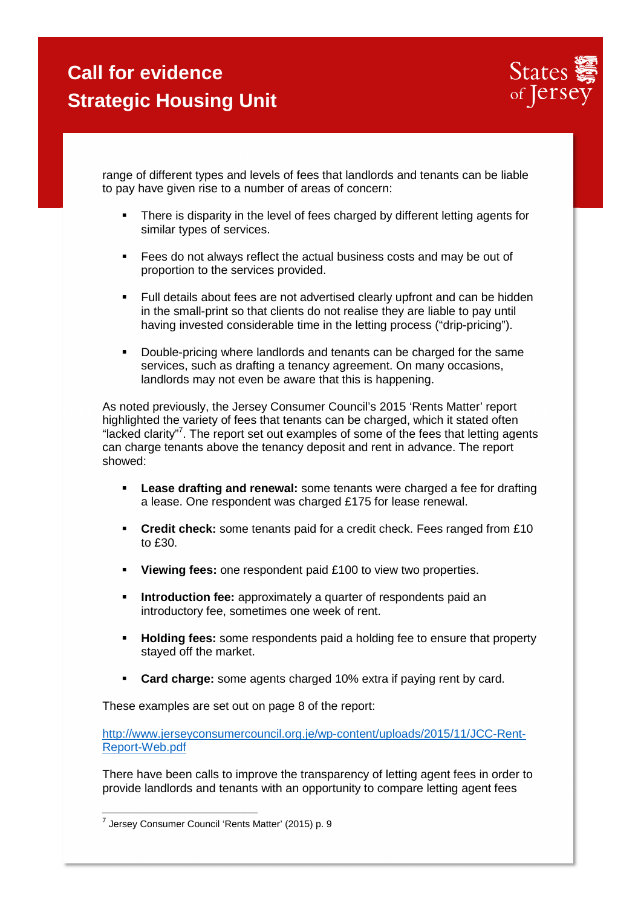range of different types and levels of fees that landlords and tenants can be liable to pay have given rise to a number of areas of concern:

- There is disparity in the level of fees charged by different letting agents for similar types of services.
- Fees do not always reflect the actual business costs and may be out of proportion to the services provided.
- Full details about fees are not advertised clearly upfront and can be hidden in the small-print so that clients do not realise they are liable to pay until having invested considerable time in the letting process ("drip-pricing").
- Double-pricing where landlords and tenants can be charged for the same services, such as drafting a tenancy agreement. On many occasions, landlords may not even be aware that this is happening.

As noted previously, the Jersey Consumer Council's 2015 'Rents Matter' report highlighted the variety of fees that tenants can be charged, which it stated often "lacked clarity"[7]. The report set out examples of some of the fees that letting agents can charge tenants above the tenancy deposit and rent in advance. The report showed:

- **Lease drafting and renewal:** some tenants were charged a fee for drafting a lease. One respondent was charged £175 for lease renewal.
- **Credit check:** some tenants paid for a credit check. Fees ranged from £10 to £30.
- **Viewing fees:** one respondent paid £100 to view two properties.
- **Introduction fee:** approximately a quarter of respondents paid an introductory fee, sometimes one week of rent.
- **Holding fees:** some respondents paid a holding fee to ensure that property stayed off the market.
- **Card charge:** some agents charged 10% extra if paying rent by card.

These examples are set out on page 8 of the report:

http://www.jerseyconsumercouncil.org.je/wp-content/uploads/2015/11/JCC-Rent-Report-Web.pdf

There have been calls to improve the transparency of letting agent fees in order to provide landlords and tenants with an opportunity to compare letting agent fees

[7] Jersey Consumer Council 'Rents Matter' (2015) p. 9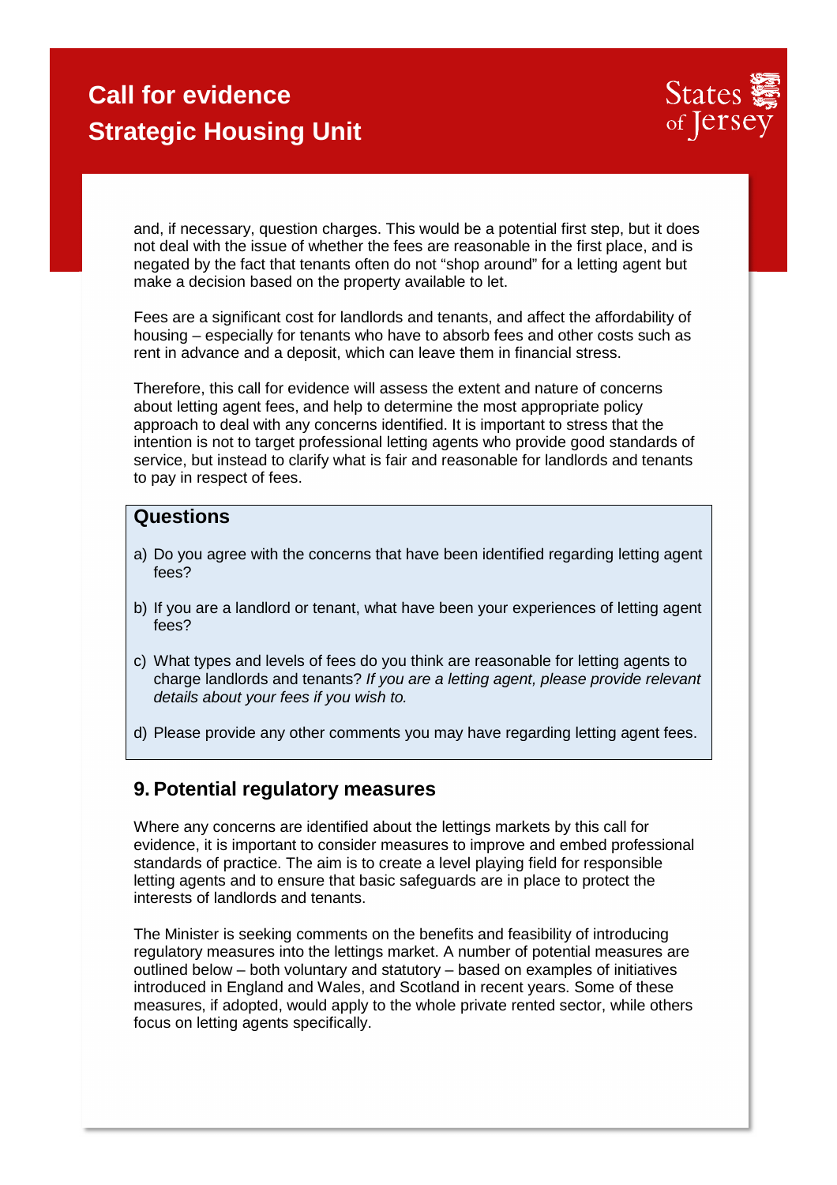and, if necessary, question charges. This would be a potential first step, but it does not deal with the issue of whether the fees are reasonable in the first place, and is negated by the fact that tenants often do not "shop around" for a letting agent but make a decision based on the property available to let.

Fees are a significant cost for landlords and tenants, and affect the affordability of housing – especially for tenants who have to absorb fees and other costs such as rent in advance and a deposit, which can leave them in financial stress.

Therefore, this call for evidence will assess the extent and nature of concerns about letting agent fees, and help to determine the most appropriate policy approach to deal with any concerns identified. It is important to stress that the intention is not to target professional letting agents who provide good standards of service, but instead to clarify what is fair and reasonable for landlords and tenants to pay in respect of fees.

### Questions

a) Do you agree with the concerns that have been identified regarding letting agent fees?

b) If you are a landlord or tenant, what have been your experiences of letting agent fees?

c) What types and levels of fees do you think are reasonable for letting agents to charge landlords and tenants? *If you are a letting agent, please provide relevant details about your fees if you wish to.*

d) Please provide any other comments you may have regarding letting agent fees.

## 9. Potential regulatory measures

Where any concerns are identified about the lettings markets by this call for evidence, it is important to consider measures to improve and embed professional standards of practice. The aim is to create a level playing field for responsible letting agents and to ensure that basic safeguards are in place to protect the interests of landlords and tenants.

The Minister is seeking comments on the benefits and feasibility of introducing regulatory measures into the lettings market. A number of potential measures are outlined below – both voluntary and statutory – based on examples of initiatives introduced in England and Wales, and Scotland in recent years. Some of these measures, if adopted, would apply to the whole private rented sector, while others focus on letting agents specifically.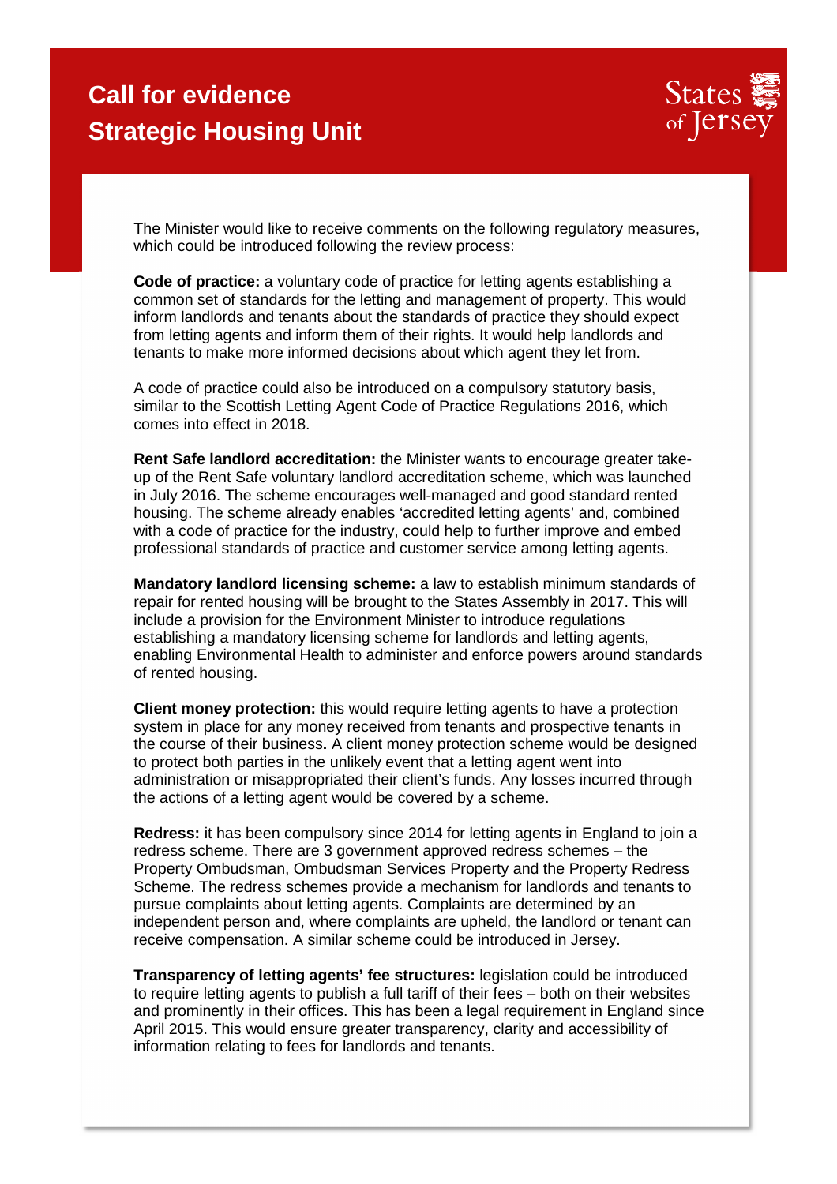# Call for evidence
# Strategic Housing Unit

The Minister would like to receive comments on the following regulatory measures, which could be introduced following the review process:

**Code of practice:** a voluntary code of practice for letting agents establishing a common set of standards for the letting and management of property. This would inform landlords and tenants about the standards of practice they should expect from letting agents and inform them of their rights. It would help landlords and tenants to make more informed decisions about which agent they let from.

A code of practice could also be introduced on a compulsory statutory basis, similar to the Scottish Letting Agent Code of Practice Regulations 2016, which comes into effect in 2018.

**Rent Safe landlord accreditation:** the Minister wants to encourage greater take-up of the Rent Safe voluntary landlord accreditation scheme, which was launched in July 2016. The scheme encourages well-managed and good standard rented housing. The scheme already enables 'accredited letting agents' and, combined with a code of practice for the industry, could help to further improve and embed professional standards of practice and customer service among letting agents.

**Mandatory landlord licensing scheme:** a law to establish minimum standards of repair for rented housing will be brought to the States Assembly in 2017. This will include a provision for the Environment Minister to introduce regulations establishing a mandatory licensing scheme for landlords and letting agents, enabling Environmental Health to administer and enforce powers around standards of rented housing.

**Client money protection:** this would require letting agents to have a protection system in place for any money received from tenants and prospective tenants in the course of their business**.** A client money protection scheme would be designed to protect both parties in the unlikely event that a letting agent went into administration or misappropriated their client's funds. Any losses incurred through the actions of a letting agent would be covered by a scheme.

**Redress:** it has been compulsory since 2014 for letting agents in England to join a redress scheme. There are 3 government approved redress schemes – the Property Ombudsman, Ombudsman Services Property and the Property Redress Scheme. The redress schemes provide a mechanism for landlords and tenants to pursue complaints about letting agents. Complaints are determined by an independent person and, where complaints are upheld, the landlord or tenant can receive compensation. A similar scheme could be introduced in Jersey.

**Transparency of letting agents' fee structures:** legislation could be introduced to require letting agents to publish a full tariff of their fees – both on their websites and prominently in their offices. This has been a legal requirement in England since April 2015. This would ensure greater transparency, clarity and accessibility of information relating to fees for landlords and tenants.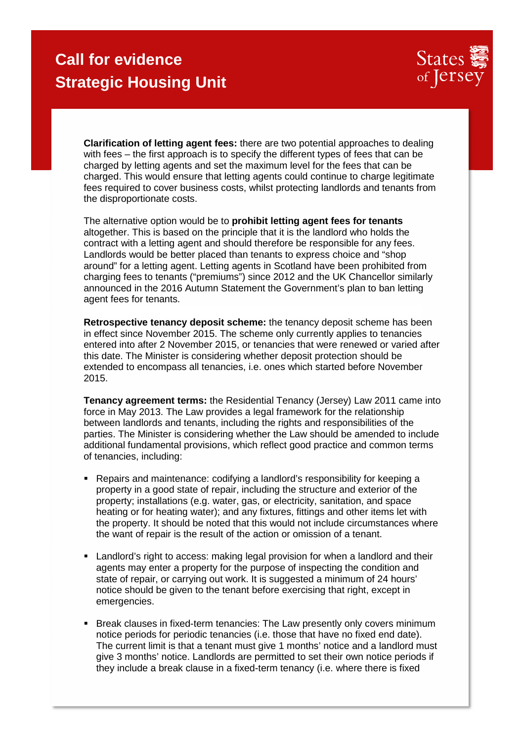**Clarification of letting agent fees:** there are two potential approaches to dealing with fees – the first approach is to specify the different types of fees that can be charged by letting agents and set the maximum level for the fees that can be charged. This would ensure that letting agents could continue to charge legitimate fees required to cover business costs, whilst protecting landlords and tenants from the disproportionate costs.

The alternative option would be to **prohibit letting agent fees for tenants** altogether. This is based on the principle that it is the landlord who holds the contract with a letting agent and should therefore be responsible for any fees. Landlords would be better placed than tenants to express choice and "shop around" for a letting agent. Letting agents in Scotland have been prohibited from charging fees to tenants ("premiums") since 2012 and the UK Chancellor similarly announced in the 2016 Autumn Statement the Government's plan to ban letting agent fees for tenants.

**Retrospective tenancy deposit scheme:** the tenancy deposit scheme has been in effect since November 2015. The scheme only currently applies to tenancies entered into after 2 November 2015, or tenancies that were renewed or varied after this date. The Minister is considering whether deposit protection should be extended to encompass all tenancies, i.e. ones which started before November 2015.

**Tenancy agreement terms:** the Residential Tenancy (Jersey) Law 2011 came into force in May 2013. The Law provides a legal framework for the relationship between landlords and tenants, including the rights and responsibilities of the parties. The Minister is considering whether the Law should be amended to include additional fundamental provisions, which reflect good practice and common terms of tenancies, including:

- Repairs and maintenance: codifying a landlord's responsibility for keeping a property in a good state of repair, including the structure and exterior of the property; installations (e.g. water, gas, or electricity, sanitation, and space heating or for heating water); and any fixtures, fittings and other items let with the property. It should be noted that this would not include circumstances where the want of repair is the result of the action or omission of a tenant.

- Landlord's right to access: making legal provision for when a landlord and their agents may enter a property for the purpose of inspecting the condition and state of repair, or carrying out work. It is suggested a minimum of 24 hours' notice should be given to the tenant before exercising that right, except in emergencies.

- Break clauses in fixed-term tenancies: The Law presently only covers minimum notice periods for periodic tenancies (i.e. those that have no fixed end date). The current limit is that a tenant must give 1 months' notice and a landlord must give 3 months' notice. Landlords are permitted to set their own notice periods if they include a break clause in a fixed-term tenancy (i.e. where there is fixed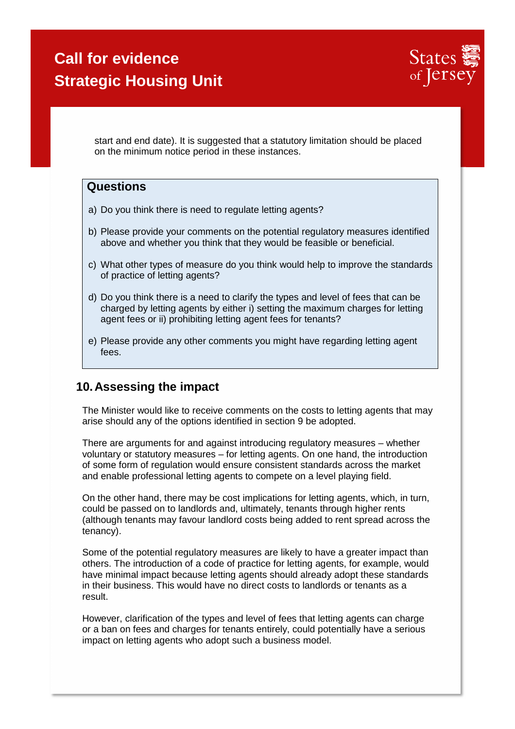start and end date). It is suggested that a statutory limitation should be placed on the minimum notice period in these instances.

### Questions

a) Do you think there is need to regulate letting agents?

b) Please provide your comments on the potential regulatory measures identified above and whether you think that they would be feasible or beneficial.

c) What other types of measure do you think would help to improve the standards of practice of letting agents?

d) Do you think there is a need to clarify the types and level of fees that can be charged by letting agents by either i) setting the maximum charges for letting agent fees or ii) prohibiting letting agent fees for tenants?

e) Please provide any other comments you might have regarding letting agent fees.

## 10. Assessing the impact

The Minister would like to receive comments on the costs to letting agents that may arise should any of the options identified in section 9 be adopted.

There are arguments for and against introducing regulatory measures – whether voluntary or statutory measures – for letting agents. On one hand, the introduction of some form of regulation would ensure consistent standards across the market and enable professional letting agents to compete on a level playing field.

On the other hand, there may be cost implications for letting agents, which, in turn, could be passed on to landlords and, ultimately, tenants through higher rents (although tenants may favour landlord costs being added to rent spread across the tenancy).

Some of the potential regulatory measures are likely to have a greater impact than others. The introduction of a code of practice for letting agents, for example, would have minimal impact because letting agents should already adopt these standards in their business. This would have no direct costs to landlords or tenants as a result.

However, clarification of the types and level of fees that letting agents can charge or a ban on fees and charges for tenants entirely, could potentially have a serious impact on letting agents who adopt such a business model.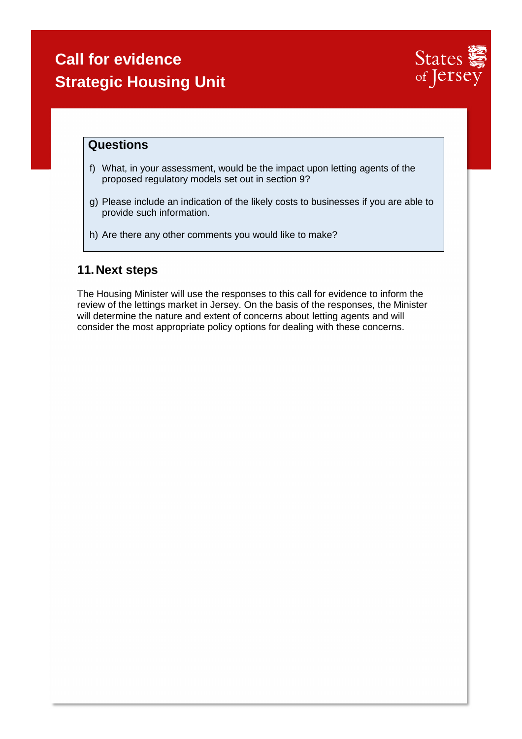**Questions**

f) What, in your assessment, would be the impact upon letting agents of the proposed regulatory models set out in section 9?

g) Please include an indication of the likely costs to businesses if you are able to provide such information.

h) Are there any other comments you would like to make?

## 11. Next steps

The Housing Minister will use the responses to this call for evidence to inform the review of the lettings market in Jersey. On the basis of the responses, the Minister will determine the nature and extent of concerns about letting agents and will consider the most appropriate policy options for dealing with these concerns.